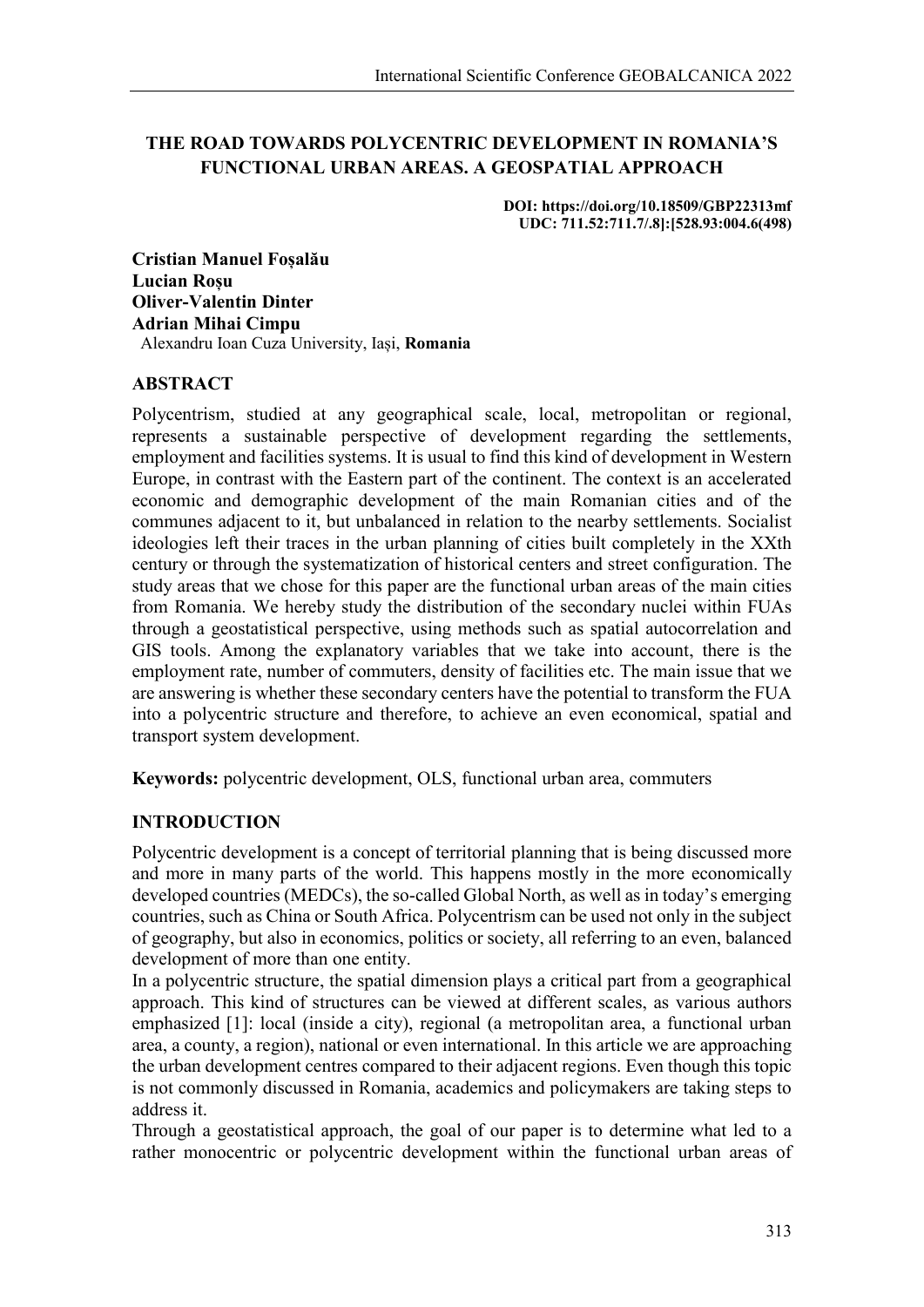# THE ROAD TOWARDS POLYCENTRIC DEVELOPMENT IN ROMANIA'S FUNCTIONAL URBAN AREAS. A GEOSPATIAL APPROACH

**DOI: https://doi.org/10.18509/GBP22313mf**
**UDC: 711.52:711.7/.8]:[528.93:004.6(498)**

**Cristian Manuel Foșalău**
**Lucian Roșu**
**Oliver-Valentin Dinter**
**Adrian Mihai Cimpu**
Alexandru Ioan Cuza University, Iași, **Romania**

## ABSTRACT

Polycentrism, studied at any geographical scale, local, metropolitan or regional, represents a sustainable perspective of development regarding the settlements, employment and facilities systems. It is usual to find this kind of development in Western Europe, in contrast with the Eastern part of the continent. The context is an accelerated economic and demographic development of the main Romanian cities and of the communes adjacent to it, but unbalanced in relation to the nearby settlements. Socialist ideologies left their traces in the urban planning of cities built completely in the XXth century or through the systematization of historical centers and street configuration. The study areas that we chose for this paper are the functional urban areas of the main cities from Romania. We hereby study the distribution of the secondary nuclei within FUAs through a geostatistical perspective, using methods such as spatial autocorrelation and GIS tools. Among the explanatory variables that we take into account, there is the employment rate, number of commuters, density of facilities etc. The main issue that we are answering is whether these secondary centers have the potential to transform the FUA into a polycentric structure and therefore, to achieve an even economical, spatial and transport system development.

**Keywords:** polycentric development, OLS, functional urban area, commuters

## INTRODUCTION

Polycentric development is a concept of territorial planning that is being discussed more and more in many parts of the world. This happens mostly in the more economically developed countries (MEDCs), the so-called Global North, as well as in today's emerging countries, such as China or South Africa. Polycentrism can be used not only in the subject of geography, but also in economics, politics or society, all referring to an even, balanced development of more than one entity.

In a polycentric structure, the spatial dimension plays a critical part from a geographical approach. This kind of structures can be viewed at different scales, as various authors emphasized [1]: local (inside a city), regional (a metropolitan area, a functional urban area, a county, a region), national or even international. In this article we are approaching the urban development centres compared to their adjacent regions. Even though this topic is not commonly discussed in Romania, academics and policymakers are taking steps to address it.

Through a geostatistical approach, the goal of our paper is to determine what led to a rather monocentric or polycentric development within the functional urban areas of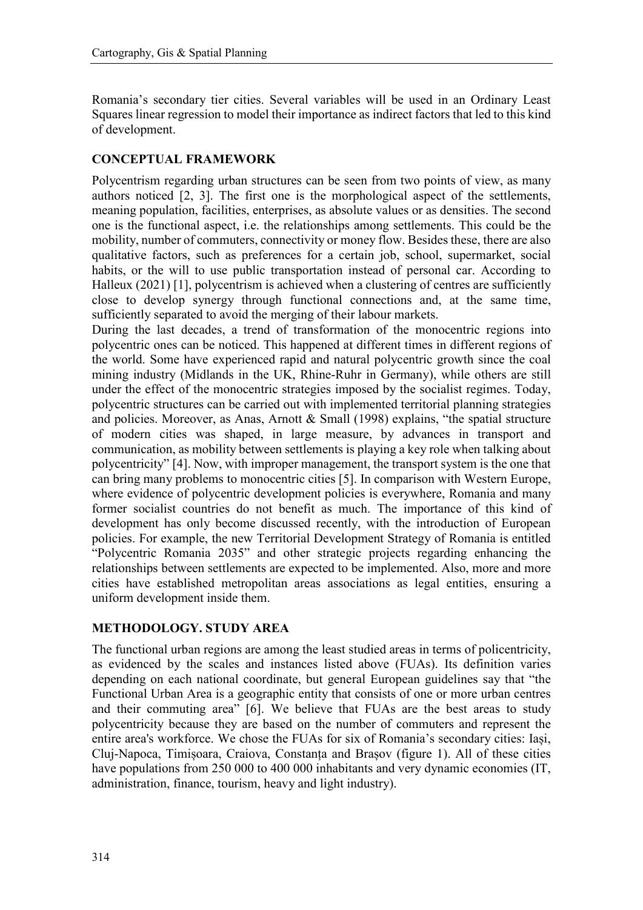Romania's secondary tier cities. Several variables will be used in an Ordinary Least Squares linear regression to model their importance as indirect factors that led to this kind of development.

## CONCEPTUAL FRAMEWORK

Polycentrism regarding urban structures can be seen from two points of view, as many authors noticed [2, 3]. The first one is the morphological aspect of the settlements, meaning population, facilities, enterprises, as absolute values or as densities. The second one is the functional aspect, i.e. the relationships among settlements. This could be the mobility, number of commuters, connectivity or money flow. Besides these, there are also qualitative factors, such as preferences for a certain job, school, supermarket, social habits, or the will to use public transportation instead of personal car. According to Halleux (2021) [1], polycentrism is achieved when a clustering of centres are sufficiently close to develop synergy through functional connections and, at the same time, sufficiently separated to avoid the merging of their labour markets.

During the last decades, a trend of transformation of the monocentric regions into polycentric ones can be noticed. This happened at different times in different regions of the world. Some have experienced rapid and natural polycentric growth since the coal mining industry (Midlands in the UK, Rhine-Ruhr in Germany), while others are still under the effect of the monocentric strategies imposed by the socialist regimes. Today, polycentric structures can be carried out with implemented territorial planning strategies and policies. Moreover, as Anas, Arnott & Small (1998) explains, "the spatial structure of modern cities was shaped, in large measure, by advances in transport and communication, as mobility between settlements is playing a key role when talking about polycentricity" [4]. Now, with improper management, the transport system is the one that can bring many problems to monocentric cities [5]. In comparison with Western Europe, where evidence of polycentric development policies is everywhere, Romania and many former socialist countries do not benefit as much. The importance of this kind of development has only become discussed recently, with the introduction of European policies. For example, the new Territorial Development Strategy of Romania is entitled "Polycentric Romania 2035" and other strategic projects regarding enhancing the relationships between settlements are expected to be implemented. Also, more and more cities have established metropolitan areas associations as legal entities, ensuring a uniform development inside them.

## METHODOLOGY. STUDY AREA

The functional urban regions are among the least studied areas in terms of policentricity, as evidenced by the scales and instances listed above (FUAs). Its definition varies depending on each national coordinate, but general European guidelines say that "the Functional Urban Area is a geographic entity that consists of one or more urban centres and their commuting area" [6]. We believe that FUAs are the best areas to study polycentricity because they are based on the number of commuters and represent the entire area's workforce. We chose the FUAs for six of Romania's secondary cities: Iași, Cluj-Napoca, Timișoara, Craiova, Constanța and Brașov (figure 1). All of these cities have populations from 250 000 to 400 000 inhabitants and very dynamic economies (IT, administration, finance, tourism, heavy and light industry).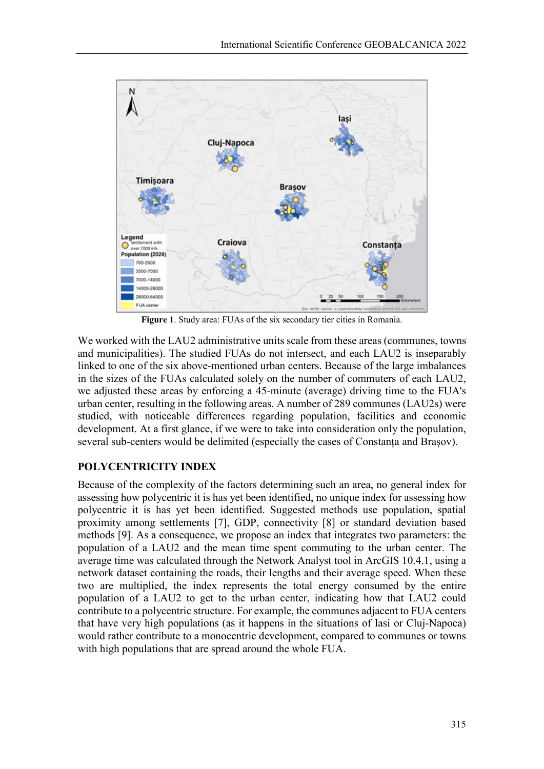**Figure 1**. Study area: FUAs of the six secondary tier cities in Romania.

We worked with the LAU2 administrative units scale from these areas (communes, towns and municipalities). The studied FUAs do not intersect, and each LAU2 is inseparably linked to one of the six above-mentioned urban centers. Because of the large imbalances in the sizes of the FUAs calculated solely on the number of commuters of each LAU2, we adjusted these areas by enforcing a 45-minute (average) driving time to the FUA's urban center, resulting in the following areas. A number of 289 communes (LAU2s) were studied, with noticeable differences regarding population, facilities and economic development. At a first glance, if we were to take into consideration only the population, several sub-centers would be delimited (especially the cases of Constanța and Brașov).

## POLYCENTRICITY INDEX

Because of the complexity of the factors determining such an area, no general index for assessing how polycentric it is has yet been identified, no unique index for assessing how polycentric it is has yet been identified. Suggested methods use population, spatial proximity among settlements [7], GDP, connectivity [8] or standard deviation based methods [9]. As a consequence, we propose an index that integrates two parameters: the population of a LAU2 and the mean time spent commuting to the urban center. The average time was calculated through the Network Analyst tool in ArcGIS 10.4.1, using a network dataset containing the roads, their lengths and their average speed. When these two are multiplied, the index represents the total energy consumed by the entire population of a LAU2 to get to the urban center, indicating how that LAU2 could contribute to a polycentric structure. For example, the communes adjacent to FUA centers that have very high populations (as it happens in the situations of Iasi or Cluj-Napoca) would rather contribute to a monocentric development, compared to communes or towns with high populations that are spread around the whole FUA.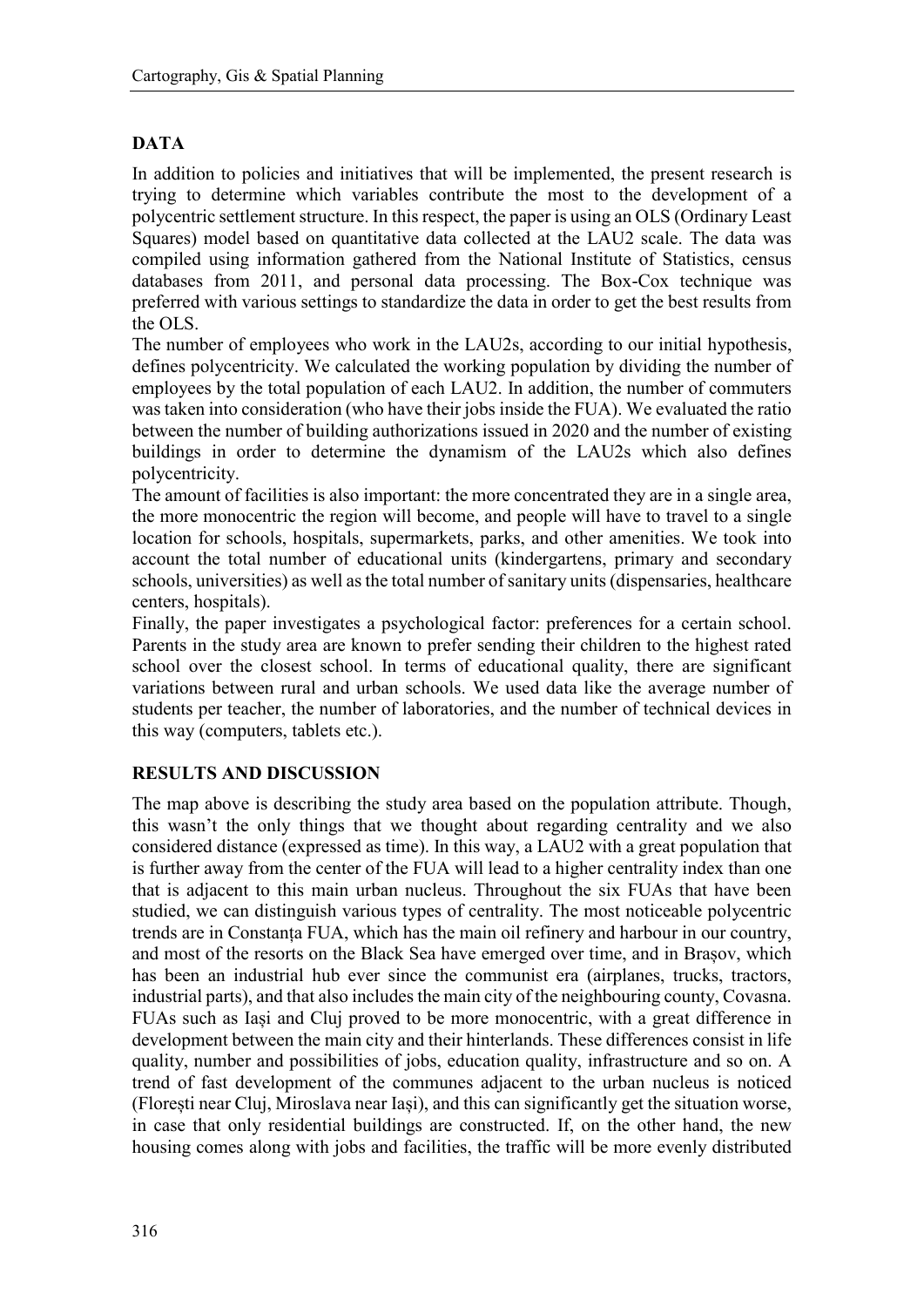## DATA

In addition to policies and initiatives that will be implemented, the present research is trying to determine which variables contribute the most to the development of a polycentric settlement structure. In this respect, the paper is using an OLS (Ordinary Least Squares) model based on quantitative data collected at the LAU2 scale. The data was compiled using information gathered from the National Institute of Statistics, census databases from 2011, and personal data processing. The Box-Cox technique was preferred with various settings to standardize the data in order to get the best results from the OLS.

The number of employees who work in the LAU2s, according to our initial hypothesis, defines polycentricity. We calculated the working population by dividing the number of employees by the total population of each LAU2. In addition, the number of commuters was taken into consideration (who have their jobs inside the FUA). We evaluated the ratio between the number of building authorizations issued in 2020 and the number of existing buildings in order to determine the dynamism of the LAU2s which also defines polycentricity.

The amount of facilities is also important: the more concentrated they are in a single area, the more monocentric the region will become, and people will have to travel to a single location for schools, hospitals, supermarkets, parks, and other amenities. We took into account the total number of educational units (kindergartens, primary and secondary schools, universities) as well as the total number of sanitary units (dispensaries, healthcare centers, hospitals).

Finally, the paper investigates a psychological factor: preferences for a certain school. Parents in the study area are known to prefer sending their children to the highest rated school over the closest school. In terms of educational quality, there are significant variations between rural and urban schools. We used data like the average number of students per teacher, the number of laboratories, and the number of technical devices in this way (computers, tablets etc.).

## RESULTS AND DISCUSSION

The map above is describing the study area based on the population attribute. Though, this wasn't the only things that we thought about regarding centrality and we also considered distance (expressed as time). In this way, a LAU2 with a great population that is further away from the center of the FUA will lead to a higher centrality index than one that is adjacent to this main urban nucleus. Throughout the six FUAs that have been studied, we can distinguish various types of centrality. The most noticeable polycentric trends are in Constanța FUA, which has the main oil refinery and harbour in our country, and most of the resorts on the Black Sea have emerged over time, and in Brașov, which has been an industrial hub ever since the communist era (airplanes, trucks, tractors, industrial parts), and that also includes the main city of the neighbouring county, Covasna. FUAs such as Iași and Cluj proved to be more monocentric, with a great difference in development between the main city and their hinterlands. These differences consist in life quality, number and possibilities of jobs, education quality, infrastructure and so on. A trend of fast development of the communes adjacent to the urban nucleus is noticed (Florești near Cluj, Miroslava near Iași), and this can significantly get the situation worse, in case that only residential buildings are constructed. If, on the other hand, the new housing comes along with jobs and facilities, the traffic will be more evenly distributed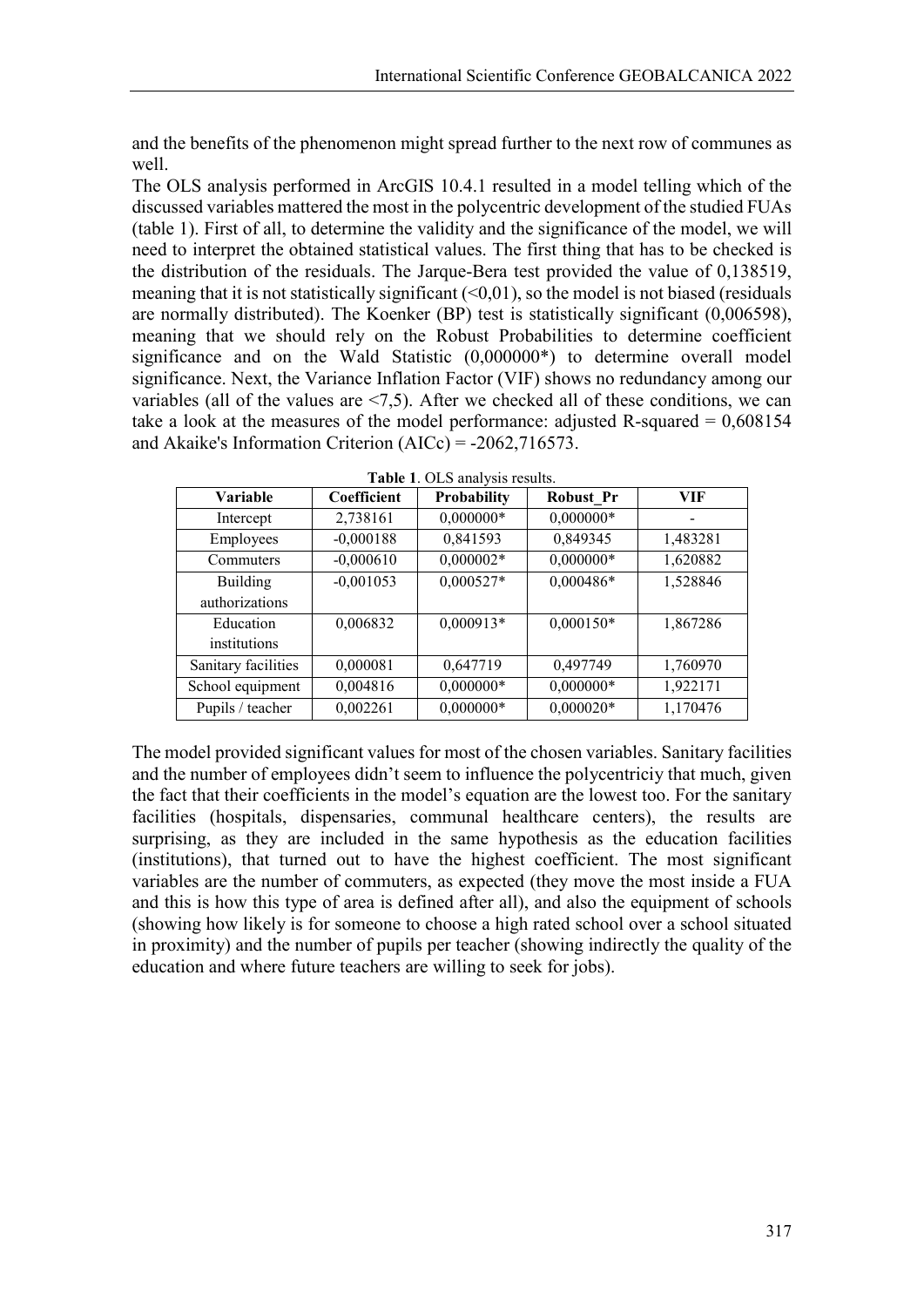and the benefits of the phenomenon might spread further to the next row of communes as well.

The OLS analysis performed in ArcGIS 10.4.1 resulted in a model telling which of the discussed variables mattered the most in the polycentric development of the studied FUAs (table 1). First of all, to determine the validity and the significance of the model, we will need to interpret the obtained statistical values. The first thing that has to be checked is the distribution of the residuals. The Jarque-Bera test provided the value of 0,138519, meaning that it is not statistically significant (<0,01), so the model is not biased (residuals are normally distributed). The Koenker (BP) test is statistically significant (0,006598), meaning that we should rely on the Robust Probabilities to determine coefficient significance and on the Wald Statistic (0,000000*) to determine overall model significance. Next, the Variance Inflation Factor (VIF) shows no redundancy among our variables (all of the values are <7,5). After we checked all of these conditions, we can take a look at the measures of the model performance: adjusted R-squared = 0,608154 and Akaike's Information Criterion (AICc) = -2062,716573.

**Table 1**. OLS analysis results.

| Variable | Coefficient | Probability | Robust_Pr | VIF |
|---|---|---|---|---|
| Intercept | 2,738161 | 0,000000* | 0,000000* | - |
| Employees | -0,000188 | 0,841593 | 0,849345 | 1,483281 |
| Commuters | -0,000610 | 0,000002* | 0,000000* | 1,620882 |
| Building authorizations | -0,001053 | 0,000527* | 0,000486* | 1,528846 |
| Education institutions | 0,006832 | 0,000913* | 0,000150* | 1,867286 |
| Sanitary facilities | 0,000081 | 0,647719 | 0,497749 | 1,760970 |
| School equipment | 0,004816 | 0,000000* | 0,000000* | 1,922171 |
| Pupils / teacher | 0,002261 | 0,000000* | 0,000020* | 1,170476 |

The model provided significant values for most of the chosen variables. Sanitary facilities and the number of employees didn't seem to influence the polycentriciy that much, given the fact that their coefficients in the model's equation are the lowest too. For the sanitary facilities (hospitals, dispensaries, communal healthcare centers), the results are surprising, as they are included in the same hypothesis as the education facilities (institutions), that turned out to have the highest coefficient. The most significant variables are the number of commuters, as expected (they move the most inside a FUA and this is how this type of area is defined after all), and also the equipment of schools (showing how likely is for someone to choose a high rated school over a school situated in proximity) and the number of pupils per teacher (showing indirectly the quality of the education and where future teachers are willing to seek for jobs).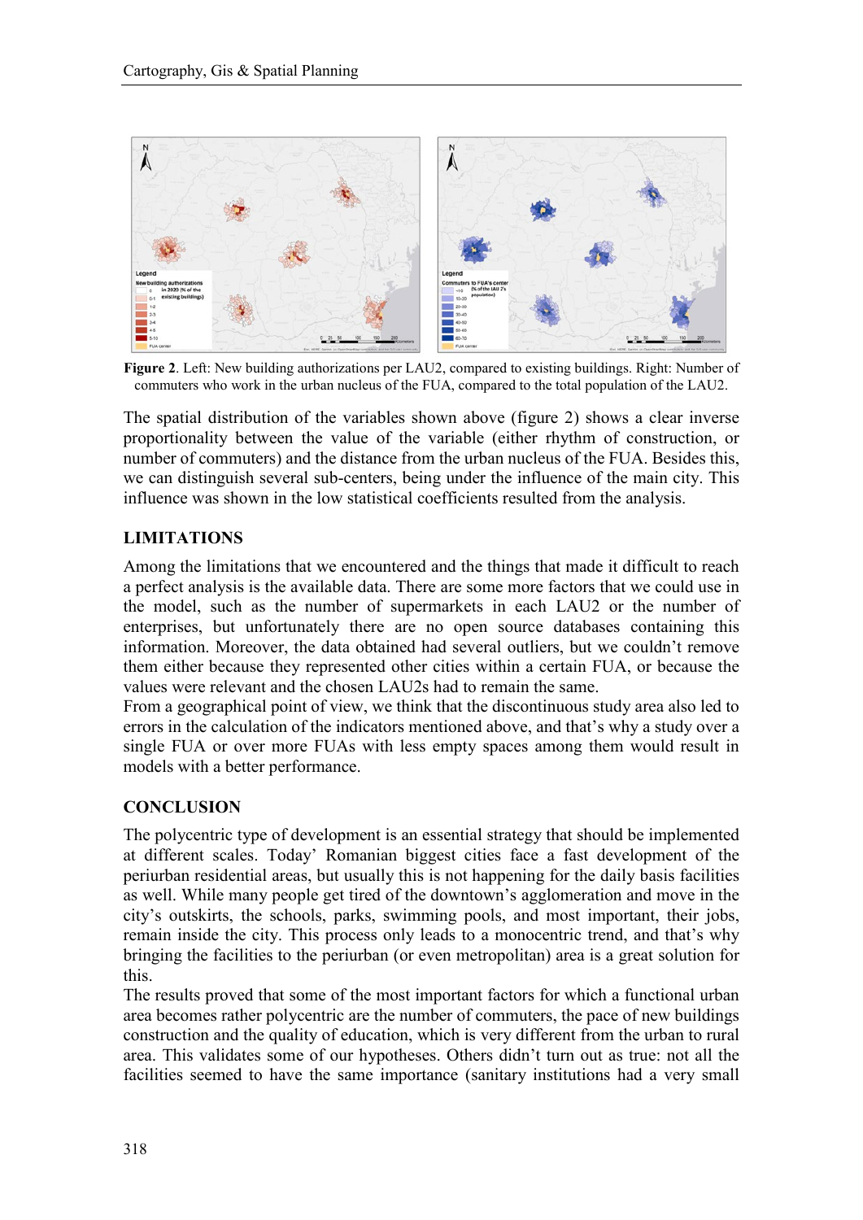**Figure 2**. Left: New building authorizations per LAU2, compared to existing buildings. Right: Number of commuters who work in the urban nucleus of the FUA, compared to the total population of the LAU2.

The spatial distribution of the variables shown above (figure 2) shows a clear inverse proportionality between the value of the variable (either rhythm of construction, or number of commuters) and the distance from the urban nucleus of the FUA. Besides this, we can distinguish several sub-centers, being under the influence of the main city. This influence was shown in the low statistical coefficients resulted from the analysis.

## LIMITATIONS

Among the limitations that we encountered and the things that made it difficult to reach a perfect analysis is the available data. There are some more factors that we could use in the model, such as the number of supermarkets in each LAU2 or the number of enterprises, but unfortunately there are no open source databases containing this information. Moreover, the data obtained had several outliers, but we couldn't remove them either because they represented other cities within a certain FUA, or because the values were relevant and the chosen LAU2s had to remain the same.

From a geographical point of view, we think that the discontinuous study area also led to errors in the calculation of the indicators mentioned above, and that's why a study over a single FUA or over more FUAs with less empty spaces among them would result in models with a better performance.

## CONCLUSION

The polycentric type of development is an essential strategy that should be implemented at different scales. Today' Romanian biggest cities face a fast development of the periurban residential areas, but usually this is not happening for the daily basis facilities as well. While many people get tired of the downtown's agglomeration and move in the city's outskirts, the schools, parks, swimming pools, and most important, their jobs, remain inside the city. This process only leads to a monocentric trend, and that's why bringing the facilities to the periurban (or even metropolitan) area is a great solution for this.

The results proved that some of the most important factors for which a functional urban area becomes rather polycentric are the number of commuters, the pace of new buildings construction and the quality of education, which is very different from the urban to rural area. This validates some of our hypotheses. Others didn't turn out as true: not all the facilities seemed to have the same importance (sanitary institutions had a very small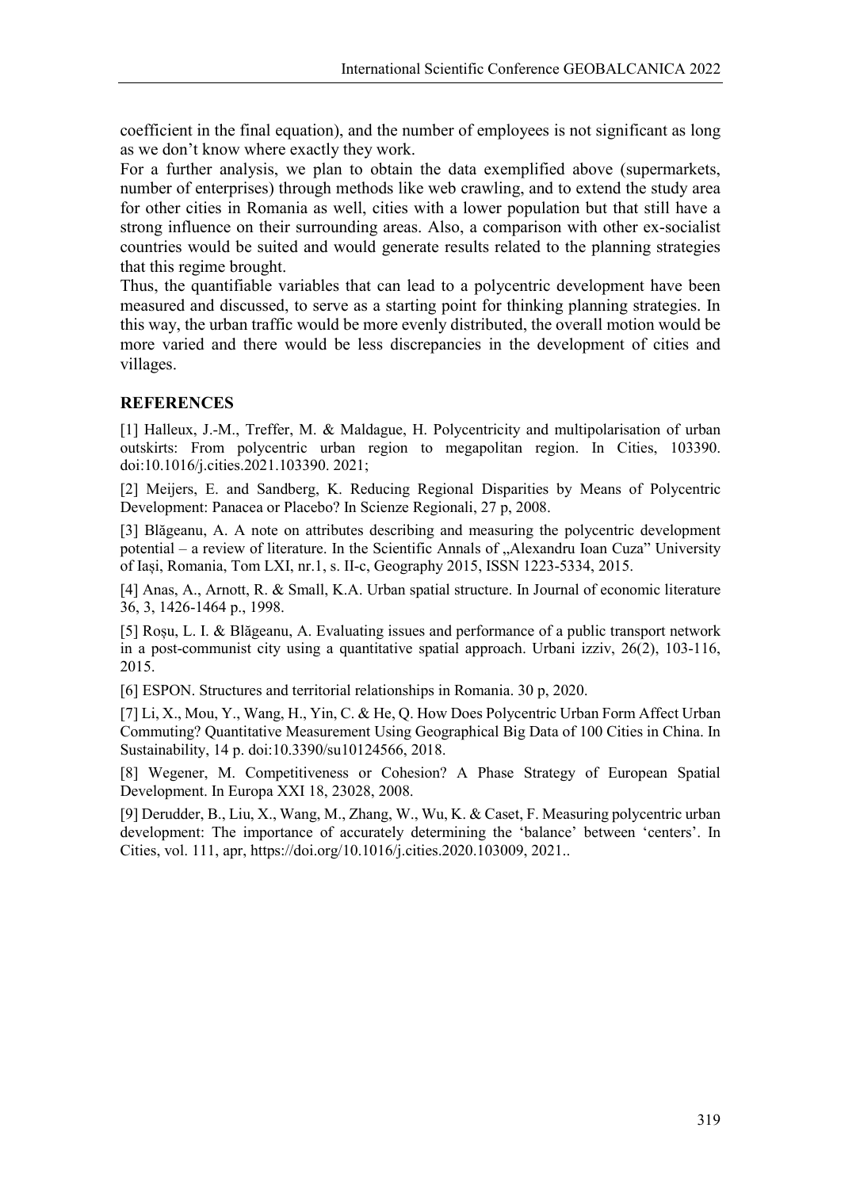coefficient in the final equation), and the number of employees is not significant as long as we don't know where exactly they work.

For a further analysis, we plan to obtain the data exemplified above (supermarkets, number of enterprises) through methods like web crawling, and to extend the study area for other cities in Romania as well, cities with a lower population but that still have a strong influence on their surrounding areas. Also, a comparison with other ex-socialist countries would be suited and would generate results related to the planning strategies that this regime brought.

Thus, the quantifiable variables that can lead to a polycentric development have been measured and discussed, to serve as a starting point for thinking planning strategies. In this way, the urban traffic would be more evenly distributed, the overall motion would be more varied and there would be less discrepancies in the development of cities and villages.

## REFERENCES

[1] Halleux, J.-M., Treffer, M. & Maldague, H. Polycentricity and multipolarisation of urban outskirts: From polycentric urban region to megapolitan region. In Cities, 103390. doi:10.1016/j.cities.2021.103390. 2021;

[2] Meijers, E. and Sandberg, K. Reducing Regional Disparities by Means of Polycentric Development: Panacea or Placebo? In Scienze Regionali, 27 p, 2008.

[3] Blăgeanu, A. A note on attributes describing and measuring the polycentric development potential – a review of literature. In the Scientific Annals of „Alexandru Ioan Cuza" University of Iași, Romania, Tom LXI, nr.1, s. II-c, Geography 2015, ISSN 1223-5334, 2015.

[4] Anas, A., Arnott, R. & Small, K.A. Urban spatial structure. In Journal of economic literature 36, 3, 1426-1464 p., 1998.

[5] Roșu, L. I. & Blăgeanu, A. Evaluating issues and performance of a public transport network in a post-communist city using a quantitative spatial approach. Urbani izziv, 26(2), 103-116, 2015.

[6] ESPON. Structures and territorial relationships in Romania. 30 p, 2020.

[7] Li, X., Mou, Y., Wang, H., Yin, C. & He, Q. How Does Polycentric Urban Form Affect Urban Commuting? Quantitative Measurement Using Geographical Big Data of 100 Cities in China. In Sustainability, 14 p. doi:10.3390/su10124566, 2018.

[8] Wegener, M. Competitiveness or Cohesion? A Phase Strategy of European Spatial Development. In Europa XXI 18, 23028, 2008.

[9] Derudder, B., Liu, X., Wang, M., Zhang, W., Wu, K. & Caset, F. Measuring polycentric urban development: The importance of accurately determining the 'balance' between 'centers'. In Cities, vol. 111, apr, https://doi.org/10.1016/j.cities.2020.103009, 2021..